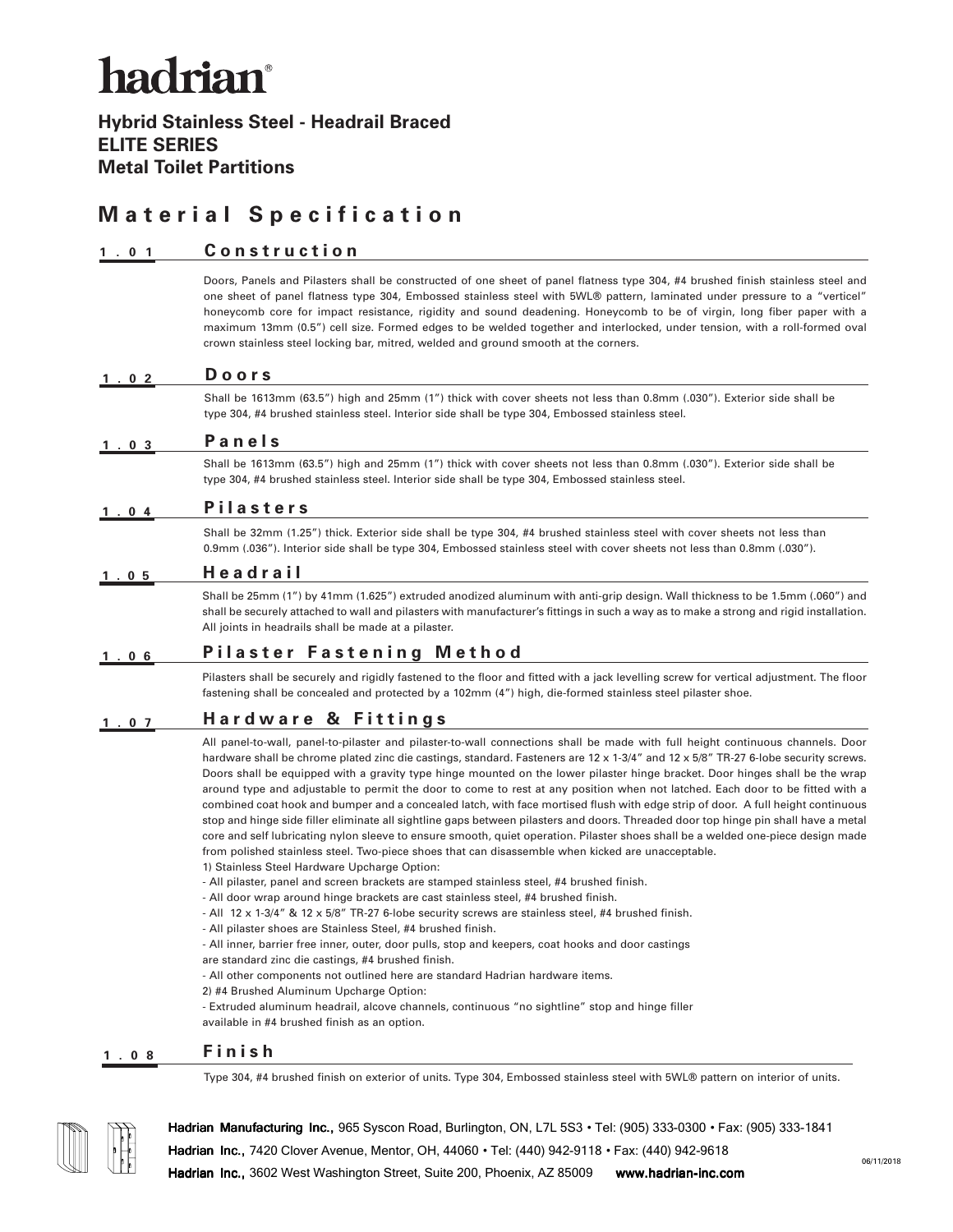# hadrian®

**Hybrid Stainless Steel - Headrail Braced**
**ELITE SERIES**
**Metal Toilet Partitions**

## Material Specification

### 1.01 Construction

Doors, Panels and Pilasters shall be constructed of one sheet of panel flatness type 304, #4 brushed finish stainless steel and one sheet of panel flatness type 304, Embossed stainless steel with 5WL® pattern, laminated under pressure to a "verticel" honeycomb core for impact resistance, rigidity and sound deadening. Honeycomb to be of virgin, long fiber paper with a maximum 13mm (0.5") cell size. Formed edges to be welded together and interlocked, under tension, with a roll-formed oval crown stainless steel locking bar, mitred, welded and ground smooth at the corners.

### 1.02 Doors

Shall be 1613mm (63.5") high and 25mm (1") thick with cover sheets not less than 0.8mm (.030"). Exterior side shall be type 304, #4 brushed stainless steel. Interior side shall be type 304, Embossed stainless steel.

### 1.03 Panels

Shall be 1613mm (63.5") high and 25mm (1") thick with cover sheets not less than 0.8mm (.030"). Exterior side shall be type 304, #4 brushed stainless steel. Interior side shall be type 304, Embossed stainless steel.

### 1.04 Pilasters

Shall be 32mm (1.25") thick. Exterior side shall be type 304, #4 brushed stainless steel with cover sheets not less than 0.9mm (.036"). Interior side shall be type 304, Embossed stainless steel with cover sheets not less than 0.8mm (.030").

### 1.05 Headrail

Shall be 25mm (1") by 41mm (1.625") extruded anodized aluminum with anti-grip design. Wall thickness to be 1.5mm (.060") and shall be securely attached to wall and pilasters with manufacturer's fittings in such a way as to make a strong and rigid installation. All joints in headrails shall be made at a pilaster.

### 1.06 Pilaster Fastening Method

Pilasters shall be securely and rigidly fastened to the floor and fitted with a jack levelling screw for vertical adjustment. The floor fastening shall be concealed and protected by a 102mm (4") high, die-formed stainless steel pilaster shoe.

### 1.07 Hardware & Fittings

All panel-to-wall, panel-to-pilaster and pilaster-to-wall connections shall be made with full height continuous channels. Door hardware shall be chrome plated zinc die castings, standard. Fasteners are 12 x 1-3/4" and 12 x 5/8" TR-27 6-lobe security screws. Doors shall be equipped with a gravity type hinge mounted on the lower pilaster hinge bracket. Door hinges shall be the wrap around type and adjustable to permit the door to come to rest at any position when not latched. Each door to be fitted with a combined coat hook and bumper and a concealed latch, with face mortised flush with edge strip of door. A full height continuous stop and hinge side filler eliminate all sightline gaps between pilasters and doors. Threaded door top hinge pin shall have a metal core and self lubricating nylon sleeve to ensure smooth, quiet operation. Pilaster shoes shall be a welded one-piece design made from polished stainless steel. Two-piece shoes that can disassemble when kicked are unacceptable.

1) Stainless Steel Hardware Upcharge Option:
- All pilaster, panel and screen brackets are stamped stainless steel, #4 brushed finish.
- All door wrap around hinge brackets are cast stainless steel, #4 brushed finish.
- All 12 x 1-3/4" & 12 x 5/8" TR-27 6-lobe security screws are stainless steel, #4 brushed finish.
- All pilaster shoes are Stainless Steel, #4 brushed finish.
- All inner, barrier free inner, outer, door pulls, stop and keepers, coat hooks and door castings are standard zinc die castings, #4 brushed finish.
- All other components not outlined here are standard Hadrian hardware items.

2) #4 Brushed Aluminum Upcharge Option:
- Extruded aluminum headrail, alcove channels, continuous "no sightline" stop and hinge filler available in #4 brushed finish as an option.

### 1.08 Finish

Type 304, #4 brushed finish on exterior of units. Type 304, Embossed stainless steel with 5WL® pattern on interior of units.

**Hadrian Manufacturing Inc.,** 965 Syscon Road, Burlington, ON, L7L 5S3 • Tel: (905) 333-0300 • Fax: (905) 333-1841
**Hadrian Inc.,** 7420 Clover Avenue, Mentor, OH, 44060 • Tel: (440) 942-9118 • Fax: (440) 942-9618
**Hadrian Inc.,** 3602 West Washington Street, Suite 200, Phoenix, AZ 85009 **www.hadrian-inc.com**

06/11/2018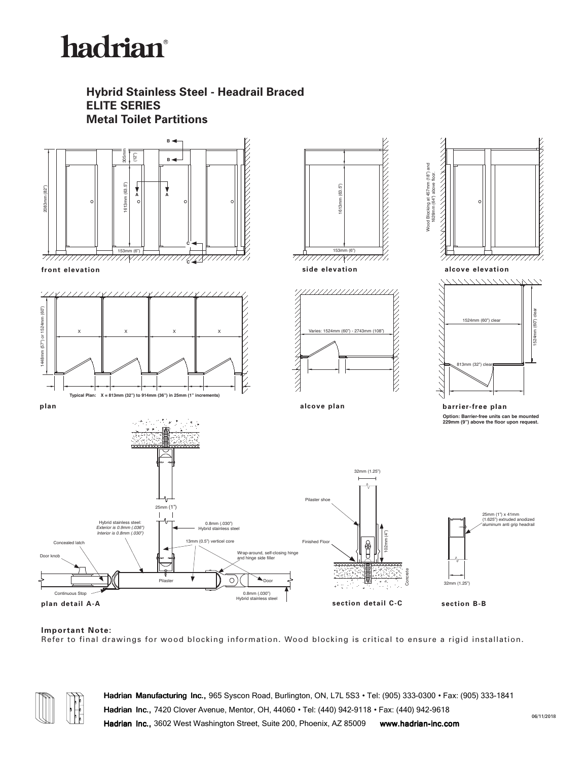hadrian®

## Hybrid Stainless Steel - Headrail Braced
## ELITE SERIES
## Metal Toilet Partitions

B
B
305mm (12")
2083mm (82")
1613mm (63.5")
A
A
C
C
153mm (6")

**front elevation**

1613mm (63.5")
153mm (6")

**side elevation**

Wood Blocking at 457mm (18") and 1626mm (64") above floor.

**alcove elevation**

1448mm (57") or 1524mm (60")
X X X X
Typical Plan: X = 813mm (32") to 914mm (36") in 25mm (1" increments)

**plan**

Varies: 1524mm (60") - 2743mm (108")

**alcove plan**

1524mm (60") clear
1524mm (60") clear
813mm (32") clear

**barrier-free plan**

**Option: Barrier-free units can be mounted 229mm (9") above the floor upon request.**

25mm (1")
Hybrid stainless steel:
*Exterior is 0.9mm (.036")*
*Interior is 0.8mm (.030")*
0.8mm (.030") Hybrid stainless steel
13mm (0.5") verticel core
Concealed latch
Door knob
Wrap-around, self-closing hinge and hinge side filler
Pilaster
Door
Continuous Stop
0.8mm (.030") Hybrid stainless steel

**plan detail A-A**

32mm (1.25")
Pilaster shoe
Finished Floor
102mm (4")
Concrete

**section detail C-C**

25mm (1") x 41mm (1.625") extruded anodized aluminum anti grip headrail
32mm (1.25")

**section B-B**

**Important Note:**
Refer to final drawings for wood blocking information. Wood blocking is critical to ensure a rigid installation.

**Hadrian Manufacturing Inc.,** 965 Syscon Road, Burlington, ON, L7L 5S3 • Tel: (905) 333-0300 • Fax: (905) 333-1841
**Hadrian Inc.,** 7420 Clover Avenue, Mentor, OH, 44060 • Tel: (440) 942-9118 • Fax: (440) 942-9618
**Hadrian Inc.,** 3602 West Washington Street, Suite 200, Phoenix, AZ 85009 **www.hadrian-inc.com**

06/11/2018